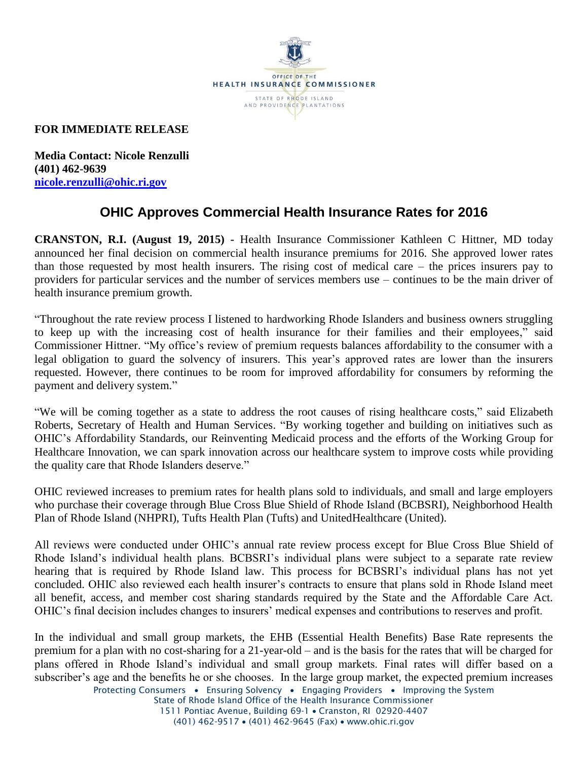**FOR IMMEDIATE RELEASE**

**Media Contact: Nicole Renzulli**
**(401) 462-9639**
**nicole.renzulli@ohic.ri.gov**

# OHIC Approves Commercial Health Insurance Rates for 2016

**CRANSTON, R.I. (August 19, 2015) -** Health Insurance Commissioner Kathleen C Hittner, MD today announced her final decision on commercial health insurance premiums for 2016. She approved lower rates than those requested by most health insurers. The rising cost of medical care – the prices insurers pay to providers for particular services and the number of services members use – continues to be the main driver of health insurance premium growth.

"Throughout the rate review process I listened to hardworking Rhode Islanders and business owners struggling to keep up with the increasing cost of health insurance for their families and their employees," said Commissioner Hittner. "My office's review of premium requests balances affordability to the consumer with a legal obligation to guard the solvency of insurers. This year's approved rates are lower than the insurers requested. However, there continues to be room for improved affordability for consumers by reforming the payment and delivery system."

"We will be coming together as a state to address the root causes of rising healthcare costs," said Elizabeth Roberts, Secretary of Health and Human Services. "By working together and building on initiatives such as OHIC's Affordability Standards, our Reinventing Medicaid process and the efforts of the Working Group for Healthcare Innovation, we can spark innovation across our healthcare system to improve costs while providing the quality care that Rhode Islanders deserve."

OHIC reviewed increases to premium rates for health plans sold to individuals, and small and large employers who purchase their coverage through Blue Cross Blue Shield of Rhode Island (BCBSRI), Neighborhood Health Plan of Rhode Island (NHPRI), Tufts Health Plan (Tufts) and UnitedHealthcare (United).

All reviews were conducted under OHIC's annual rate review process except for Blue Cross Blue Shield of Rhode Island's individual health plans. BCBSRI's individual plans were subject to a separate rate review hearing that is required by Rhode Island law. This process for BCBSRI's individual plans has not yet concluded. OHIC also reviewed each health insurer's contracts to ensure that plans sold in Rhode Island meet all benefit, access, and member cost sharing standards required by the State and the Affordable Care Act. OHIC's final decision includes changes to insurers' medical expenses and contributions to reserves and profit.

In the individual and small group markets, the EHB (Essential Health Benefits) Base Rate represents the premium for a plan with no cost-sharing for a 21-year-old – and is the basis for the rates that will be charged for plans offered in Rhode Island's individual and small group markets. Final rates will differ based on a subscriber's age and the benefits he or she chooses. In the large group market, the expected premium increases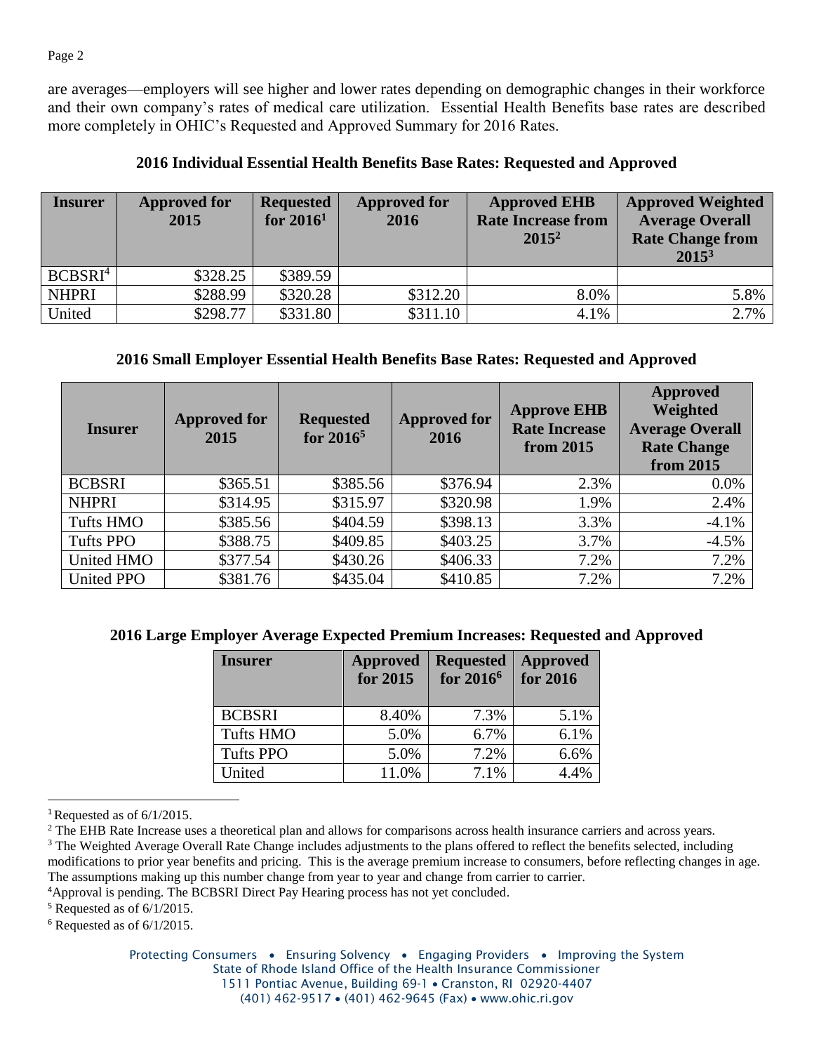are averages—employers will see higher and lower rates depending on demographic changes in their workforce and their own company's rates of medical care utilization. Essential Health Benefits base rates are described more completely in OHIC's Requested and Approved Summary for 2016 Rates.

**2016 Individual Essential Health Benefits Base Rates: Requested and Approved**

| Insurer | Approved for 2015 | Requested for 2016[1] | Approved for 2016 | Approved EHB Rate Increase from 2015[2] | Approved Weighted Average Overall Rate Change from 2015[3] |
|---|---|---|---|---|---|
| BCBSRI[4] | $328.25 | $389.59 | | | |
| NHPRI | $288.99 | $320.28 | $312.20 | 8.0% | 5.8% |
| United | $298.77 | $331.80 | $311.10 | 4.1% | 2.7% |

**2016 Small Employer Essential Health Benefits Base Rates: Requested and Approved**

| Insurer | Approved for 2015 | Requested for 2016[5] | Approved for 2016 | Approve EHB Rate Increase from 2015 | Approved Weighted Average Overall Rate Change from 2015 |
|---|---|---|---|---|---|
| BCBSRI | $365.51 | $385.56 | $376.94 | 2.3% | 0.0% |
| NHPRI | $314.95 | $315.97 | $320.98 | 1.9% | 2.4% |
| Tufts HMO | $385.56 | $404.59 | $398.13 | 3.3% | -4.1% |
| Tufts PPO | $388.75 | $409.85 | $403.25 | 3.7% | -4.5% |
| United HMO | $377.54 | $430.26 | $406.33 | 7.2% | 7.2% |
| United PPO | $381.76 | $435.04 | $410.85 | 7.2% | 7.2% |

**2016 Large Employer Average Expected Premium Increases: Requested and Approved**

| Insurer | Approved for 2015 | Requested for 2016[6] | Approved for 2016 |
|---|---|---|---|
| BCBSRI | 8.40% | 7.3% | 5.1% |
| Tufts HMO | 5.0% | 6.7% | 6.1% |
| Tufts PPO | 5.0% | 7.2% | 6.6% |
| United | 11.0% | 7.1% | 4.4% |

[1] Requested as of 6/1/2015.

[2] The EHB Rate Increase uses a theoretical plan and allows for comparisons across health insurance carriers and across years.

[3] The Weighted Average Overall Rate Change includes adjustments to the plans offered to reflect the benefits selected, including modifications to prior year benefits and pricing. This is the average premium increase to consumers, before reflecting changes in age. The assumptions making up this number change from year to year and change from carrier to carrier.

[4] Approval is pending. The BCBSRI Direct Pay Hearing process has not yet concluded.

[5] Requested as of 6/1/2015.

[6] Requested as of 6/1/2015.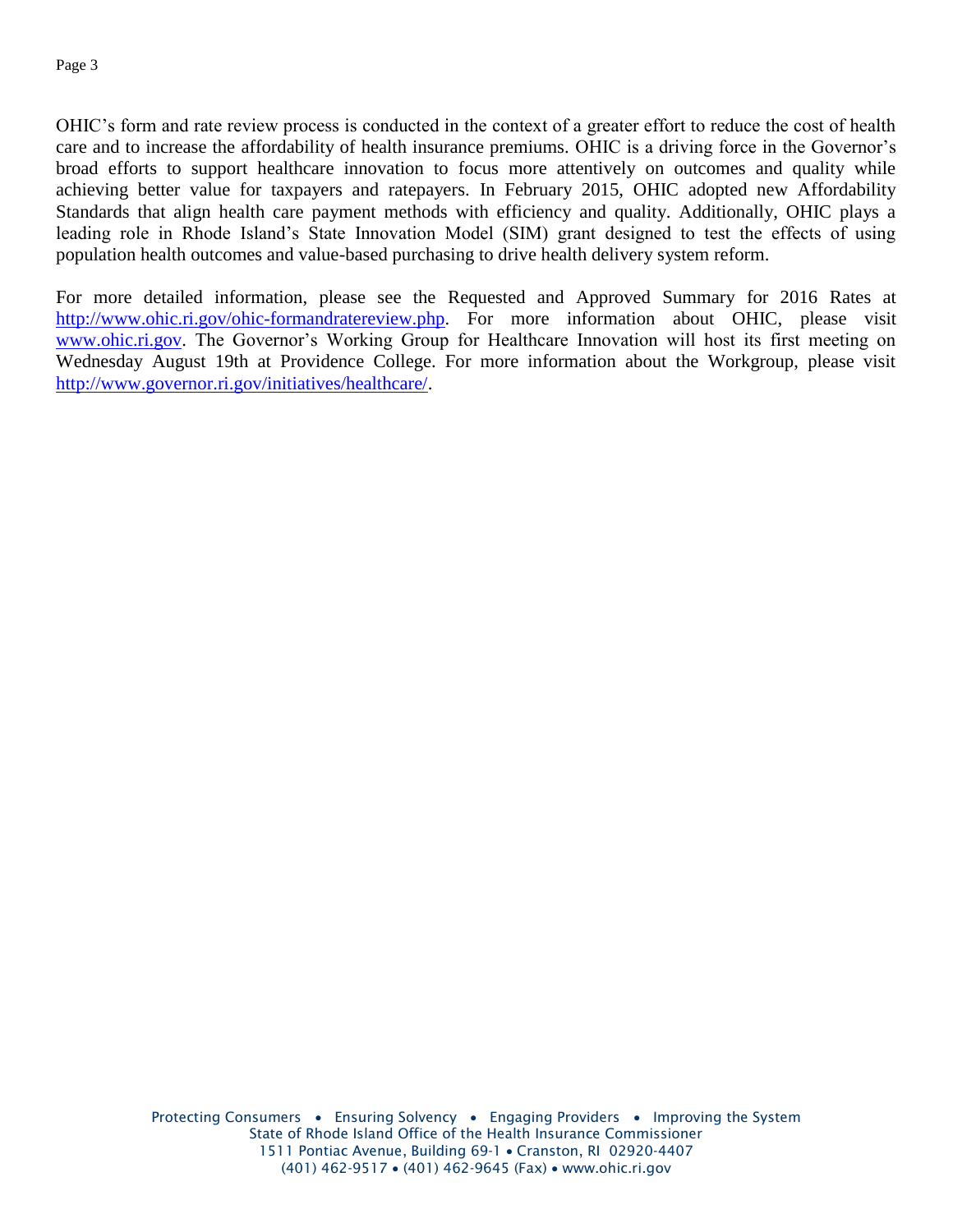OHIC's form and rate review process is conducted in the context of a greater effort to reduce the cost of health care and to increase the affordability of health insurance premiums. OHIC is a driving force in the Governor's broad efforts to support healthcare innovation to focus more attentively on outcomes and quality while achieving better value for taxpayers and ratepayers. In February 2015, OHIC adopted new Affordability Standards that align health care payment methods with efficiency and quality. Additionally, OHIC plays a leading role in Rhode Island's State Innovation Model (SIM) grant designed to test the effects of using population health outcomes and value-based purchasing to drive health delivery system reform.

For more detailed information, please see the Requested and Approved Summary for 2016 Rates at http://www.ohic.ri.gov/ohic-formandratereview.php. For more information about OHIC, please visit www.ohic.ri.gov. The Governor's Working Group for Healthcare Innovation will host its first meeting on Wednesday August 19th at Providence College. For more information about the Workgroup, please visit http://www.governor.ri.gov/initiatives/healthcare/.